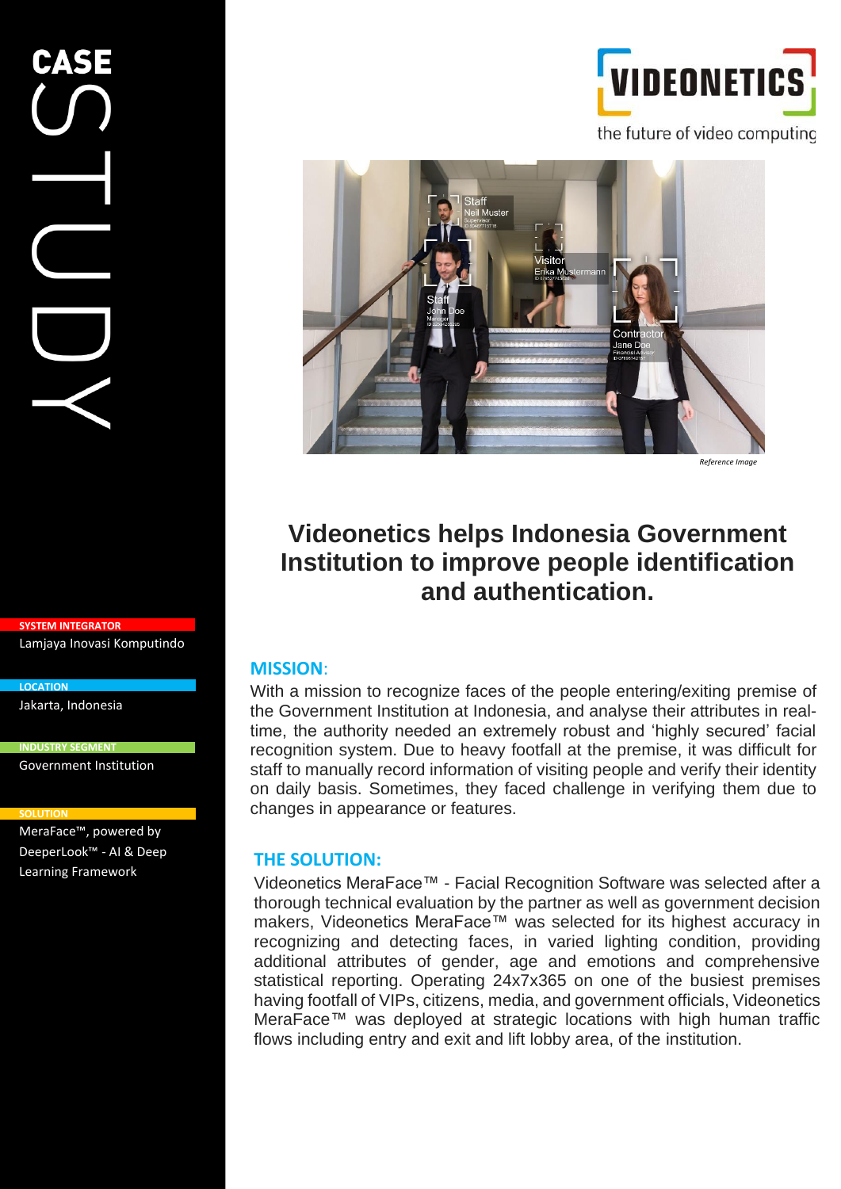# CASE STUDY

**VIDEONETICS**

the future of video computing

*Reference Image*

## Videonetics helps Indonesia Government Institution to improve people identification and authentication.

**SYSTEM INTEGRATOR**

Lamjaya Inovasi Komputindo

**LOCATION**

Jakarta, Indonesia

**INDUSTRY SEGMENT**

Government Institution

**SOLUTION**

MeraFace™, powered by DeeperLook™ - AI & Deep Learning Framework

### MISSION:

With a mission to recognize faces of the people entering/exiting premise of the Government Institution at Indonesia, and analyse their attributes in real-time, the authority needed an extremely robust and 'highly secured' facial recognition system. Due to heavy footfall at the premise, it was difficult for staff to manually record information of visiting people and verify their identity on daily basis. Sometimes, they faced challenge in verifying them due to changes in appearance or features.

### THE SOLUTION:

Videonetics MeraFace™ - Facial Recognition Software was selected after a thorough technical evaluation by the partner as well as government decision makers, Videonetics MeraFace™ was selected for its highest accuracy in recognizing and detecting faces, in varied lighting condition, providing additional attributes of gender, age and emotions and comprehensive statistical reporting. Operating 24x7x365 on one of the busiest premises having footfall of VIPs, citizens, media, and government officials, Videonetics MeraFace™ was deployed at strategic locations with high human traffic flows including entry and exit and lift lobby area, of the institution.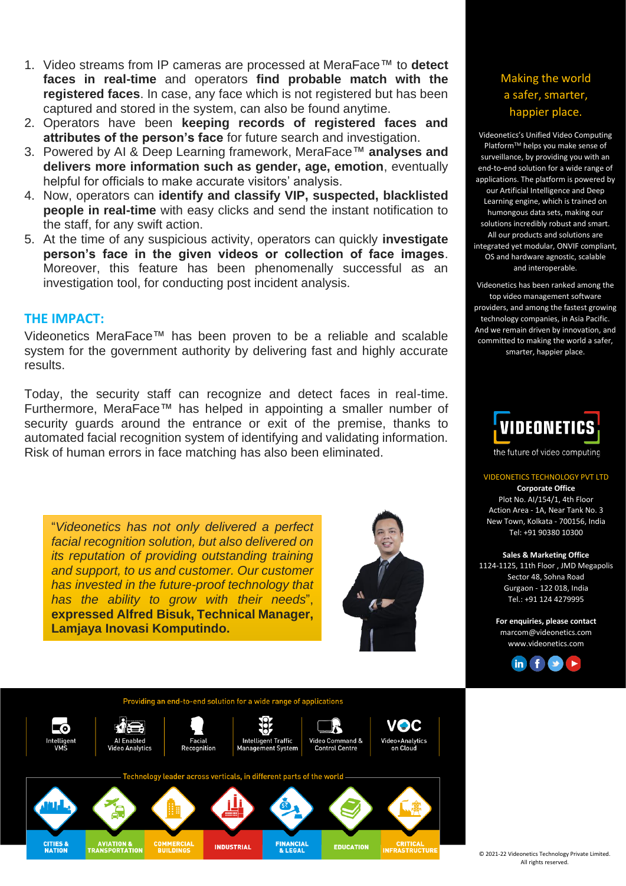1. Video streams from IP cameras are processed at MeraFace™ to **detect faces in real-time** and operators **find probable match with the registered faces**. In case, any face which is not registered but has been captured and stored in the system, can also be found anytime.
2. Operators have been **keeping records of registered faces and attributes of the person's face** for future search and investigation.
3. Powered by AI & Deep Learning framework, MeraFace™ **analyses and delivers more information such as gender, age, emotion**, eventually helpful for officials to make accurate visitors' analysis.
4. Now, operators can **identify and classify VIP, suspected, blacklisted people in real-time** with easy clicks and send the instant notification to the staff, for any swift action.
5. At the time of any suspicious activity, operators can quickly **investigate person's face in the given videos or collection of face images**. Moreover, this feature has been phenomenally successful as an investigation tool, for conducting post incident analysis.

## THE IMPACT:

Videonetics MeraFace™ has been proven to be a reliable and scalable system for the government authority by delivering fast and highly accurate results.

Today, the security staff can recognize and detect faces in real-time. Furthermore, MeraFace™ has helped in appointing a smaller number of security guards around the entrance or exit of the premise, thanks to automated facial recognition system of identifying and validating information. Risk of human errors in face matching has also been eliminated.

> "*Videonetics has not only delivered a perfect facial recognition solution, but also delivered on its reputation of providing outstanding training and support, to us and customer. Our customer has invested in the future-proof technology that has the ability to grow with their needs*", **expressed Alfred Bisuk, Technical Manager, Lamjaya Inovasi Komputindo.**

Making the world a safer, smarter, happier place.

Videonetics's Unified Video Computing Platform™ helps you make sense of surveillance, by providing you with an end-to-end solution for a wide range of applications. The platform is powered by our Artificial Intelligence and Deep Learning engine, which is trained on humongous data sets, making our solutions incredibly robust and smart. All our products and solutions are integrated yet modular, ONVIF compliant, OS and hardware agnostic, scalable and interoperable.

Videonetics has been ranked among the top video management software providers, and among the fastest growing technology companies, in Asia Pacific. And we remain driven by innovation, and committed to making the world a safer, smarter, happier place.

VIDEONETICS
the future of video computing

VIDEONETICS TECHNOLOGY PVT LTD

**Corporate Office**
Plot No. AI/154/1, 4th Floor
Action Area - 1A, Near Tank No. 3
New Town, Kolkata - 700156, India
Tel: +91 90380 10300

**Sales & Marketing Office**
1124-1125, 11th Floor , JMD Megapolis
Sector 48, Sohna Road
Gurgaon - 122 018, India
Tel.: +91 124 4279995

**For enquiries, please contact**
marcom@videonetics.com
www.videonetics.com

Providing an end-to-end solution for a wide range of applications

Intelligent VMS | AI Enabled Video Analytics | Facial Recognition | Intelligent Traffic Management System | Video Command & Control Centre | Video+Analytics on Cloud

Technology leader across verticals, in different parts of the world

CITIES & NATION | AVIATION & TRANSPORTATION | COMMERCIAL BUILDINGS | INDUSTRIAL | FINANCIAL & LEGAL | EDUCATION | CRITICAL INFRASTRUCTURE

© 2021-22 Videonetics Technology Private Limited. All rights reserved.